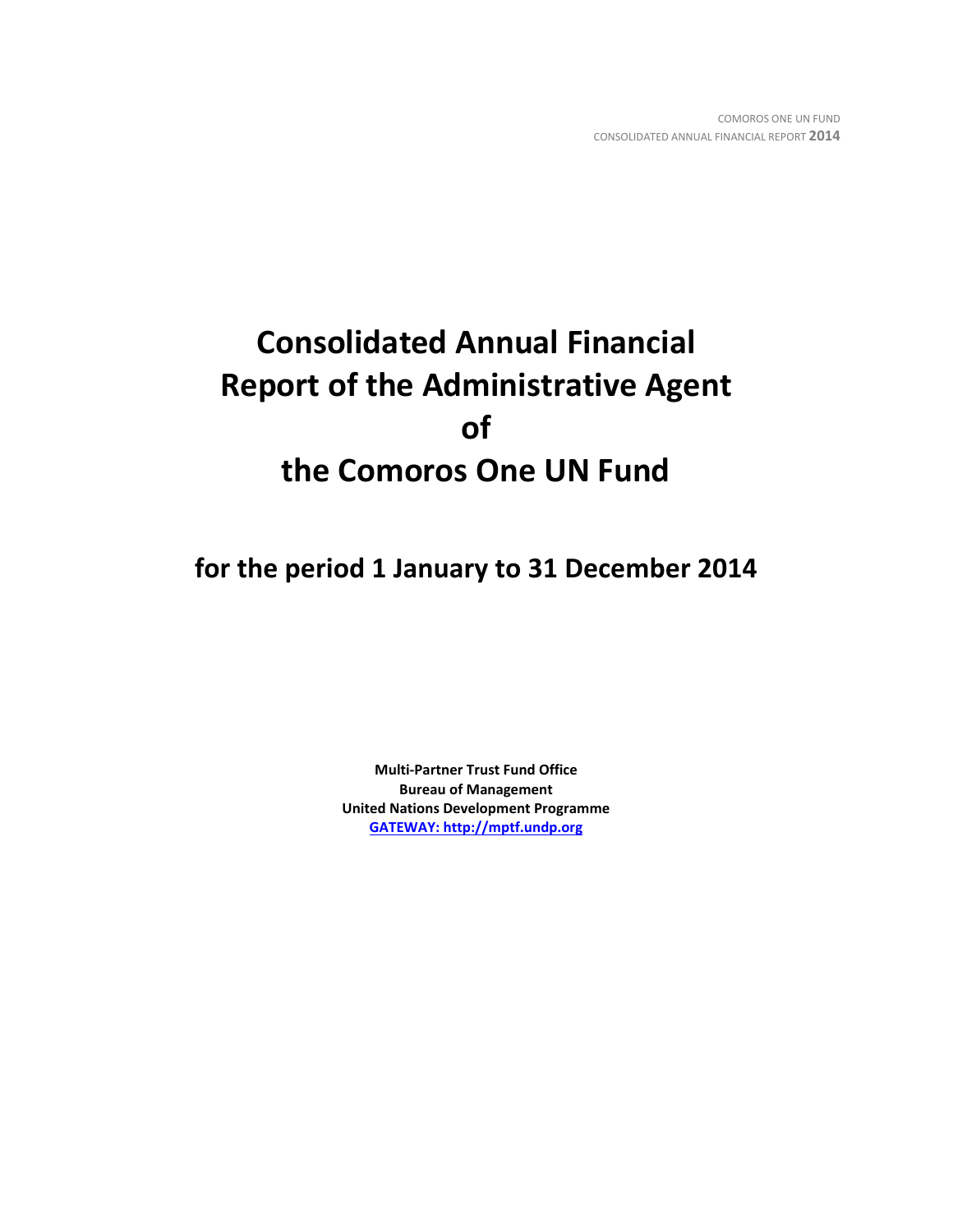# Consolidated Annual Financial Report of the Administrative Agent of the Comoros One UN Fund

## for the period 1 January to 31 December 2014

**Multi-Partner Trust Fund Office**
**Bureau of Management**
**United Nations Development Programme**
**GATEWAY: http://mptf.undp.org**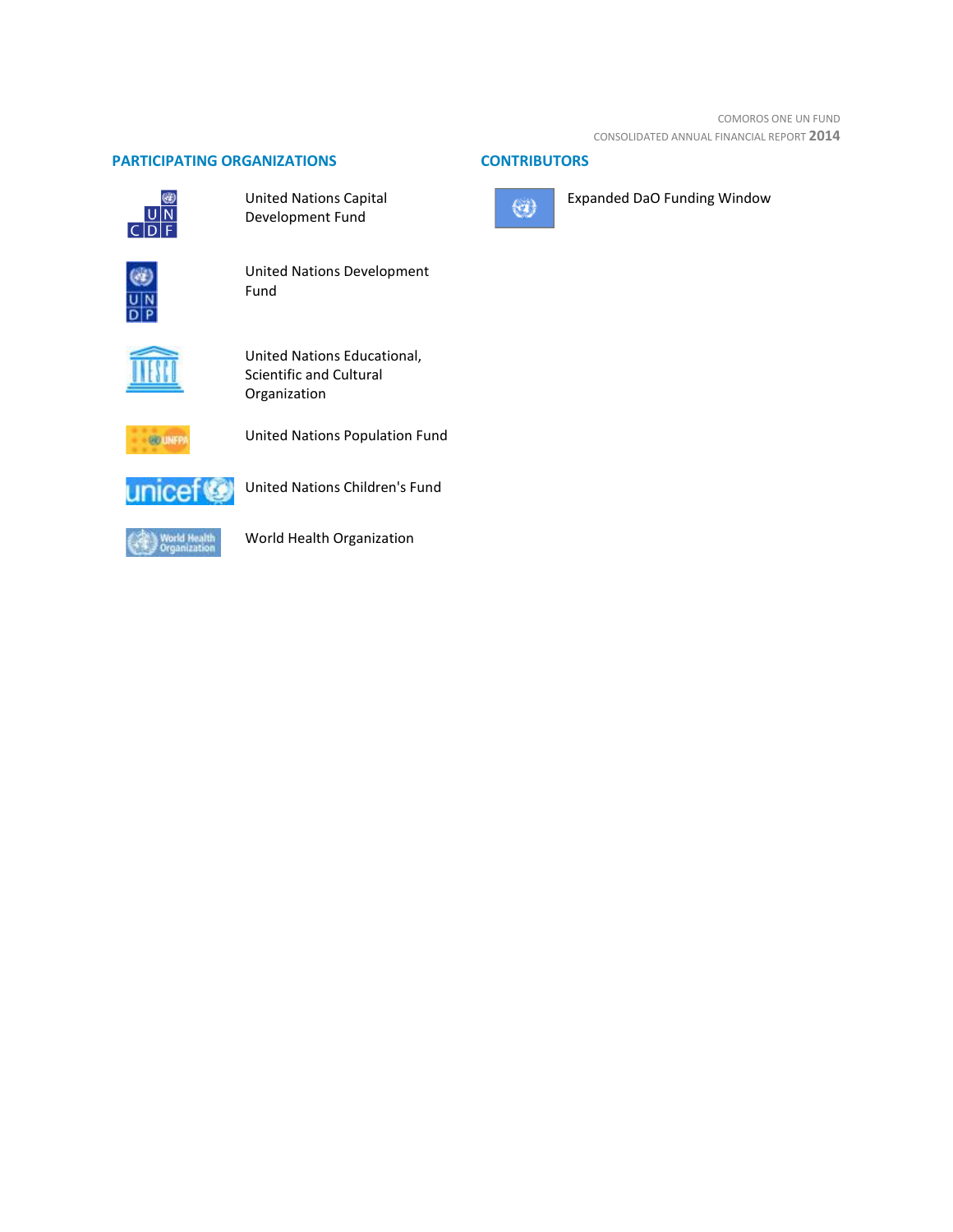## PARTICIPATING ORGANIZATIONS

United Nations Capital Development Fund

United Nations Development Fund

United Nations Educational, Scientific and Cultural Organization

United Nations Population Fund

United Nations Children's Fund

World Health Organization

## CONTRIBUTORS

Expanded DaO Funding Window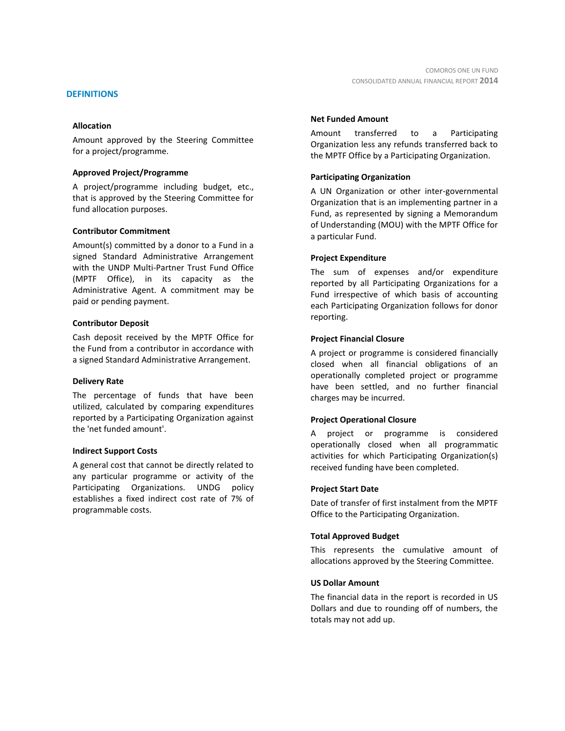## DEFINITIONS

**Allocation**

Amount approved by the Steering Committee for a project/programme.

**Approved Project/Programme**

A project/programme including budget, etc., that is approved by the Steering Committee for fund allocation purposes.

**Contributor Commitment**

Amount(s) committed by a donor to a Fund in a signed Standard Administrative Arrangement with the UNDP Multi-Partner Trust Fund Office (MPTF Office), in its capacity as the Administrative Agent. A commitment may be paid or pending payment.

**Contributor Deposit**

Cash deposit received by the MPTF Office for the Fund from a contributor in accordance with a signed Standard Administrative Arrangement.

**Delivery Rate**

The percentage of funds that have been utilized, calculated by comparing expenditures reported by a Participating Organization against the 'net funded amount'.

**Indirect Support Costs**

A general cost that cannot be directly related to any particular programme or activity of the Participating Organizations. UNDG policy establishes a fixed indirect cost rate of 7% of programmable costs.

**Net Funded Amount**

Amount transferred to a Participating Organization less any refunds transferred back to the MPTF Office by a Participating Organization.

**Participating Organization**

A UN Organization or other inter-governmental Organization that is an implementing partner in a Fund, as represented by signing a Memorandum of Understanding (MOU) with the MPTF Office for a particular Fund.

**Project Expenditure**

The sum of expenses and/or expenditure reported by all Participating Organizations for a Fund irrespective of which basis of accounting each Participating Organization follows for donor reporting.

**Project Financial Closure**

A project or programme is considered financially closed when all financial obligations of an operationally completed project or programme have been settled, and no further financial charges may be incurred.

**Project Operational Closure**

A project or programme is considered operationally closed when all programmatic activities for which Participating Organization(s) received funding have been completed.

**Project Start Date**

Date of transfer of first instalment from the MPTF Office to the Participating Organization.

**Total Approved Budget**

This represents the cumulative amount of allocations approved by the Steering Committee.

**US Dollar Amount**

The financial data in the report is recorded in US Dollars and due to rounding off of numbers, the totals may not add up.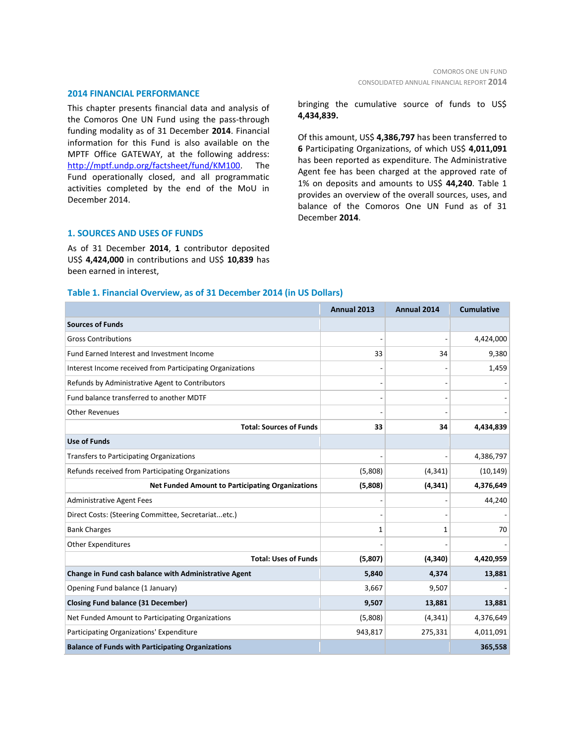## 2014 FINANCIAL PERFORMANCE

This chapter presents financial data and analysis of the Comoros One UN Fund using the pass-through funding modality as of 31 December **2014**. Financial information for this Fund is also available on the MPTF Office GATEWAY, at the following address: http://mptf.undp.org/factsheet/fund/KM100. The Fund operationally closed, and all programmatic activities completed by the end of the MoU in December 2014.

## 1. SOURCES AND USES OF FUNDS

As of 31 December **2014**, **1** contributor deposited US$ **4,424,000** in contributions and US$ **10,839** has been earned in interest, bringing the cumulative source of funds to US$ **4,434,839.**

Of this amount, US$ **4,386,797** has been transferred to **6** Participating Organizations, of which US$ **4,011,091** has been reported as expenditure. The Administrative Agent fee has been charged at the approved rate of 1% on deposits and amounts to US$ **44,240**. Table 1 provides an overview of the overall sources, uses, and balance of the Comoros One UN Fund as of 31 December **2014**.

**Table 1. Financial Overview, as of 31 December 2014 (in US Dollars)**

| | Annual 2013 | Annual 2014 | Cumulative |
|---|---|---|---|
| **Sources of Funds** | | | |
| Gross Contributions | - | - | 4,424,000 |
| Fund Earned Interest and Investment Income | 33 | 34 | 9,380 |
| Interest Income received from Participating Organizations | - | - | 1,459 |
| Refunds by Administrative Agent to Contributors | - | - | - |
| Fund balance transferred to another MDTF | - | - | - |
| Other Revenues | - | - | - |
| **Total: Sources of Funds** | **33** | **34** | **4,434,839** |
| **Use of Funds** | | | |
| Transfers to Participating Organizations | - | - | 4,386,797 |
| Refunds received from Participating Organizations | (5,808) | (4,341) | (10,149) |
| **Net Funded Amount to Participating Organizations** | **(5,808)** | **(4,341)** | **4,376,649** |
| Administrative Agent Fees | - | - | 44,240 |
| Direct Costs: (Steering Committee, Secretariat...etc.) | - | - | - |
| Bank Charges | 1 | 1 | 70 |
| Other Expenditures | - | - | - |
| **Total: Uses of Funds** | **(5,807)** | **(4,340)** | **4,420,959** |
| **Change in Fund cash balance with Administrative Agent** | **5,840** | **4,374** | **13,881** |
| Opening Fund balance (1 January) | 3,667 | 9,507 | - |
| **Closing Fund balance (31 December)** | **9,507** | **13,881** | **13,881** |
| Net Funded Amount to Participating Organizations | (5,808) | (4,341) | 4,376,649 |
| Participating Organizations' Expenditure | 943,817 | 275,331 | 4,011,091 |
| **Balance of Funds with Participating Organizations** | | | **365,558** |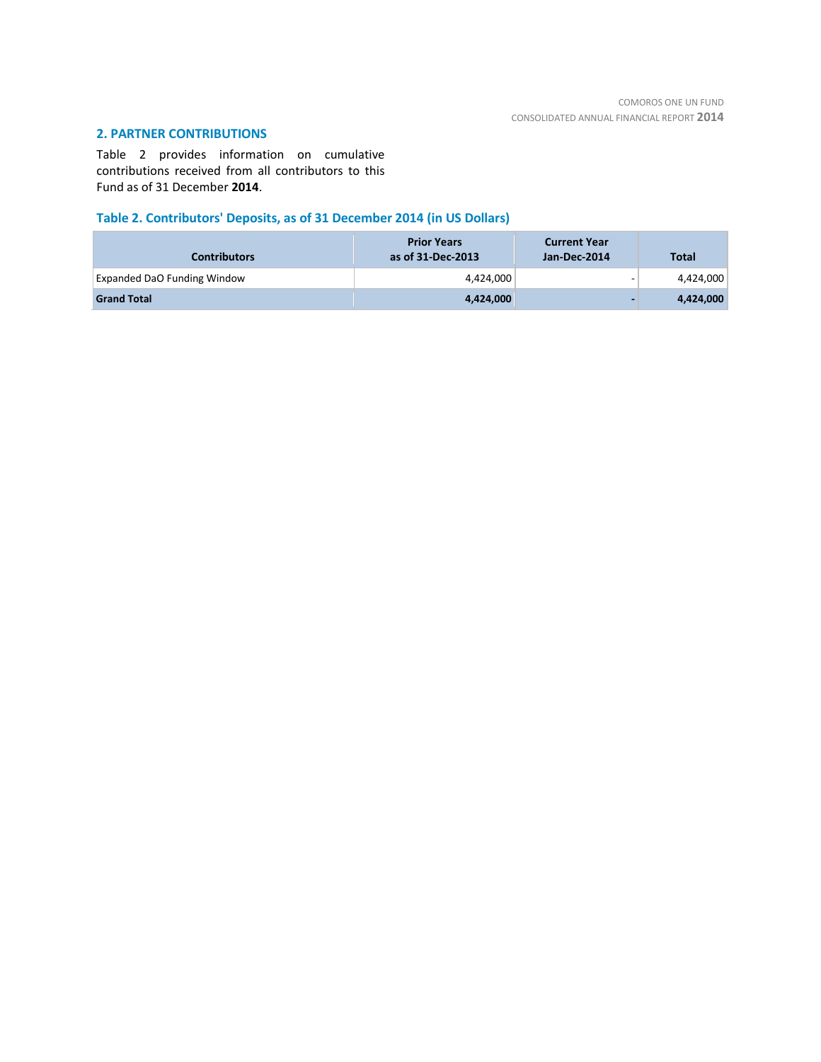## 2. PARTNER CONTRIBUTIONS

Table 2 provides information on cumulative contributions received from all contributors to this Fund as of 31 December **2014**.

### Table 2. Contributors' Deposits, as of 31 December 2014 (in US Dollars)

| Contributors | Prior Years as of 31-Dec-2013 | Current Year Jan-Dec-2014 | Total |
|---|---:|---:|---:|
| Expanded DaO Funding Window | 4,424,000 | - | 4,424,000 |
| **Grand Total** | **4,424,000** | **-** | **4,424,000** |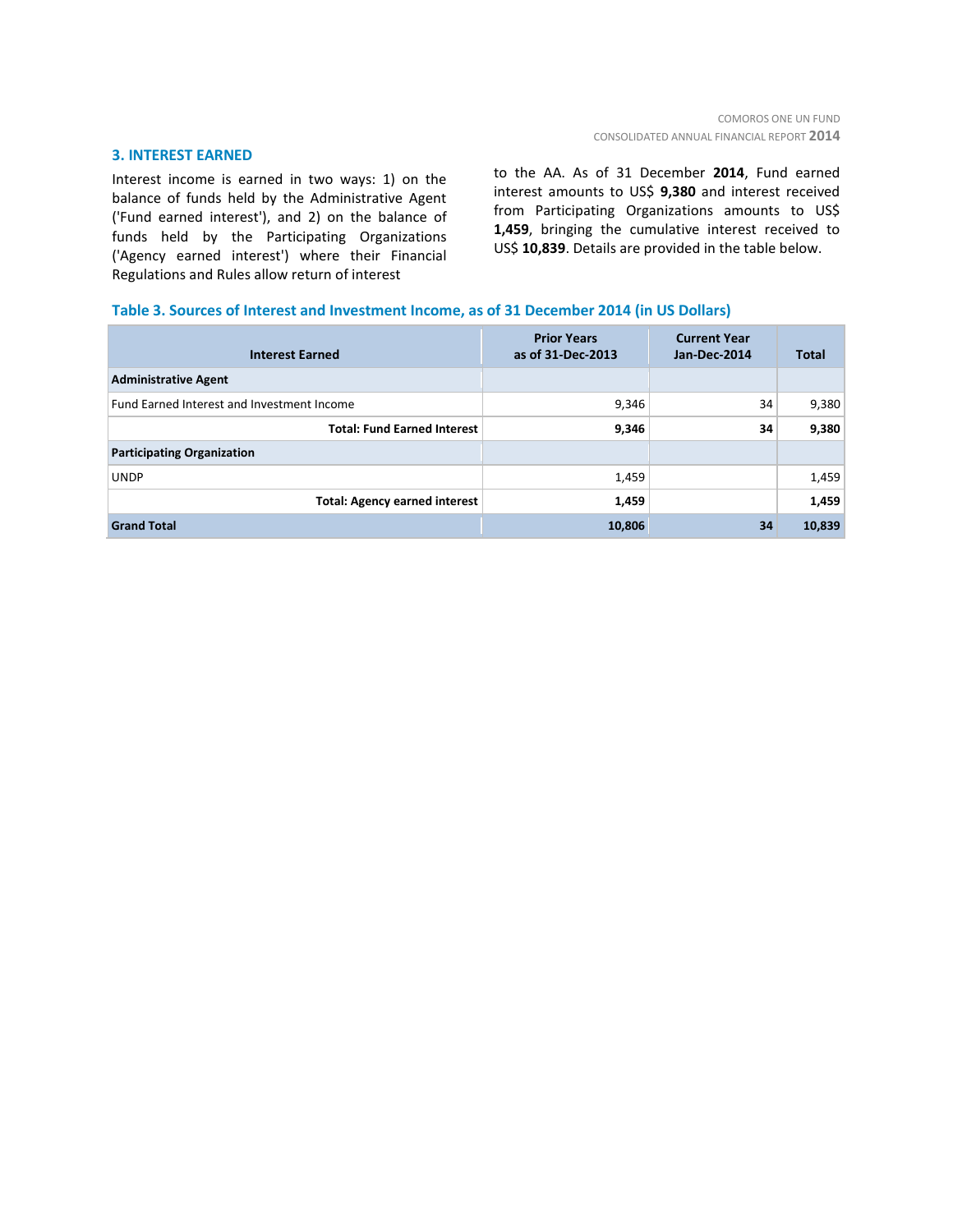## 3. INTEREST EARNED

Interest income is earned in two ways: 1) on the balance of funds held by the Administrative Agent ('Fund earned interest'), and 2) on the balance of funds held by the Participating Organizations ('Agency earned interest') where their Financial Regulations and Rules allow return of interest to the AA. As of 31 December **2014**, Fund earned interest amounts to US$ **9,380** and interest received from Participating Organizations amounts to US$ **1,459**, bringing the cumulative interest received to US$ **10,839**. Details are provided in the table below.

**Table 3. Sources of Interest and Investment Income, as of 31 December 2014 (in US Dollars)**

| Interest Earned | Prior Years as of 31-Dec-2013 | Current Year Jan-Dec-2014 | Total |
|---|---|---|---|
| **Administrative Agent** | | | |
| Fund Earned Interest and Investment Income | 9,346 | 34 | 9,380 |
| **Total: Fund Earned Interest** | **9,346** | **34** | **9,380** |
| **Participating Organization** | | | |
| UNDP | 1,459 | | 1,459 |
| **Total: Agency earned interest** | **1,459** | | **1,459** |
| **Grand Total** | **10,806** | **34** | **10,839** |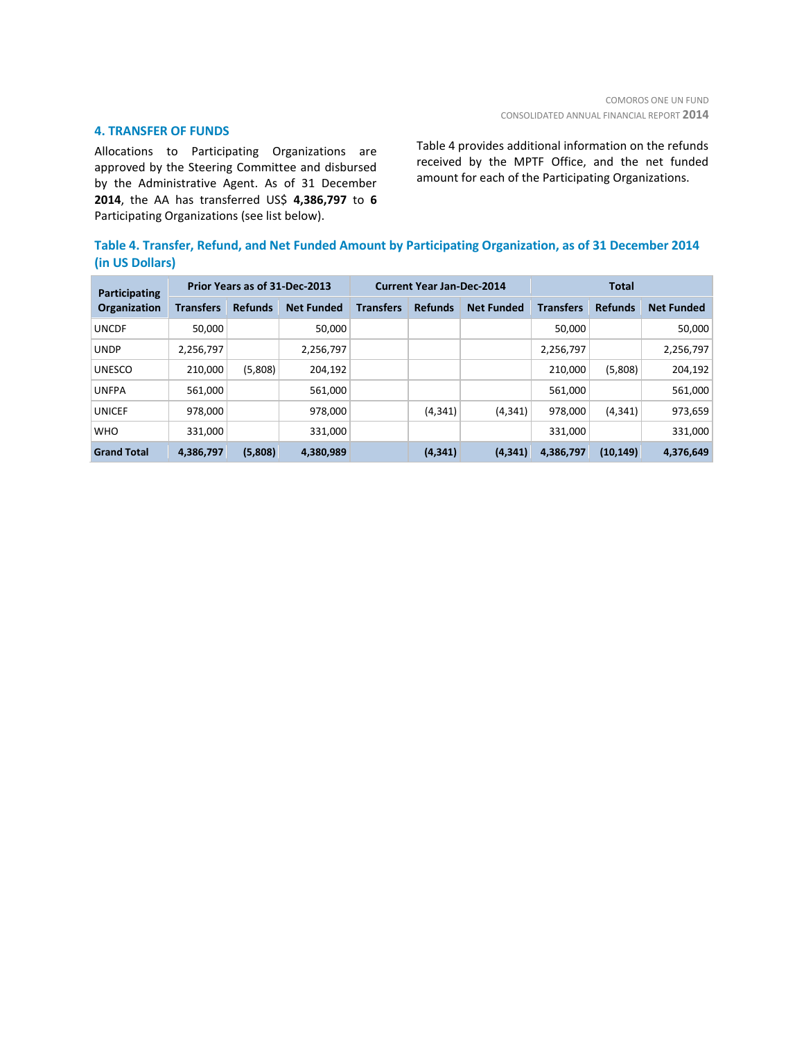## 4. TRANSFER OF FUNDS

Allocations to Participating Organizations are approved by the Steering Committee and disbursed by the Administrative Agent. As of 31 December **2014**, the AA has transferred US$ **4,386,797** to **6** Participating Organizations (see list below).

Table 4 provides additional information on the refunds received by the MPTF Office, and the net funded amount for each of the Participating Organizations.

**Table 4. Transfer, Refund, and Net Funded Amount by Participating Organization, as of 31 December 2014 (in US Dollars)**

| Participating Organization | Prior Years as of 31-Dec-2013 | | | Current Year Jan-Dec-2014 | | | Total | | |
|---|---|---|---|---|---|---|---|---|---|
| | Transfers | Refunds | Net Funded | Transfers | Refunds | Net Funded | Transfers | Refunds | Net Funded |
| UNCDF | 50,000 | | 50,000 | | | | 50,000 | | 50,000 |
| UNDP | 2,256,797 | | 2,256,797 | | | | 2,256,797 | | 2,256,797 |
| UNESCO | 210,000 | (5,808) | 204,192 | | | | 210,000 | (5,808) | 204,192 |
| UNFPA | 561,000 | | 561,000 | | | | 561,000 | | 561,000 |
| UNICEF | 978,000 | | 978,000 | | (4,341) | (4,341) | 978,000 | (4,341) | 973,659 |
| WHO | 331,000 | | 331,000 | | | | 331,000 | | 331,000 |
| **Grand Total** | **4,386,797** | **(5,808)** | **4,380,989** | | **(4,341)** | **(4,341)** | **4,386,797** | **(10,149)** | **4,376,649** |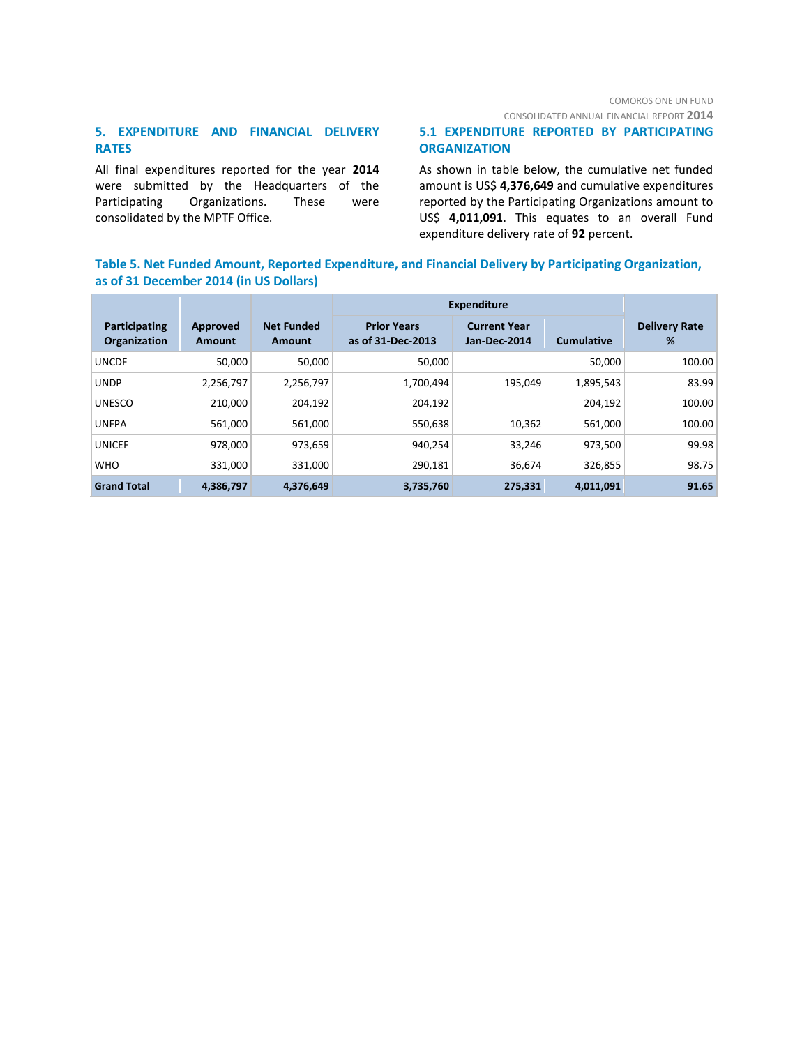## 5. EXPENDITURE AND FINANCIAL DELIVERY RATES

All final expenditures reported for the year **2014** were submitted by the Headquarters of the Participating Organizations. These were consolidated by the MPTF Office.

### 5.1 EXPENDITURE REPORTED BY PARTICIPATING ORGANIZATION

As shown in table below, the cumulative net funded amount is US$ **4,376,649** and cumulative expenditures reported by the Participating Organizations amount to US$ **4,011,091**. This equates to an overall Fund expenditure delivery rate of **92** percent.

**Table 5. Net Funded Amount, Reported Expenditure, and Financial Delivery by Participating Organization, as of 31 December 2014 (in US Dollars)**

| Participating Organization | Approved Amount | Net Funded Amount | Expenditure | | | Delivery Rate % |
|---|---|---|---|---|---|---|
| | | | Prior Years as of 31-Dec-2013 | Current Year Jan-Dec-2014 | Cumulative | |
| UNCDF | 50,000 | 50,000 | 50,000 | | 50,000 | 100.00 |
| UNDP | 2,256,797 | 2,256,797 | 1,700,494 | 195,049 | 1,895,543 | 83.99 |
| UNESCO | 210,000 | 204,192 | 204,192 | | 204,192 | 100.00 |
| UNFPA | 561,000 | 561,000 | 550,638 | 10,362 | 561,000 | 100.00 |
| UNICEF | 978,000 | 973,659 | 940,254 | 33,246 | 973,500 | 99.98 |
| WHO | 331,000 | 331,000 | 290,181 | 36,674 | 326,855 | 98.75 |
| **Grand Total** | **4,386,797** | **4,376,649** | **3,735,760** | **275,331** | **4,011,091** | **91.65** |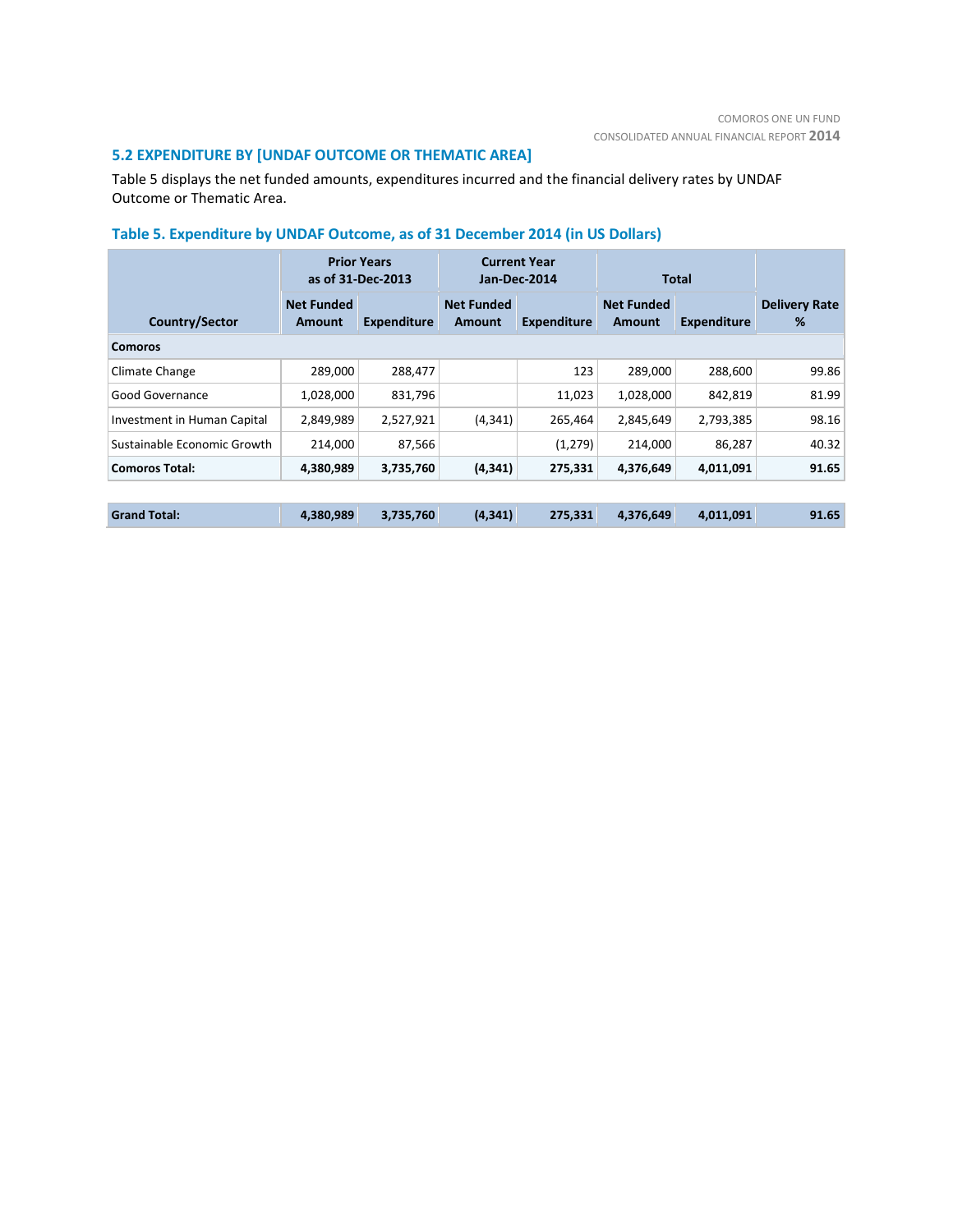## 5.2 EXPENDITURE BY [UNDAF OUTCOME OR THEMATIC AREA]

Table 5 displays the net funded amounts, expenditures incurred and the financial delivery rates by UNDAF Outcome or Thematic Area.

### Table 5. Expenditure by UNDAF Outcome, as of 31 December 2014 (in US Dollars)

| Country/Sector | Prior Years as of 31-Dec-2013 | | Current Year Jan-Dec-2014 | | Total | | Delivery Rate % |
|---|---|---|---|---|---|---|---|
| | Net Funded Amount | Expenditure | Net Funded Amount | Expenditure | Net Funded Amount | Expenditure | |
| **Comoros** | | | | | | | |
| Climate Change | 289,000 | 288,477 | | 123 | 289,000 | 288,600 | 99.86 |
| Good Governance | 1,028,000 | 831,796 | | 11,023 | 1,028,000 | 842,819 | 81.99 |
| Investment in Human Capital | 2,849,989 | 2,527,921 | (4,341) | 265,464 | 2,845,649 | 2,793,385 | 98.16 |
| Sustainable Economic Growth | 214,000 | 87,566 | | (1,279) | 214,000 | 86,287 | 40.32 |
| **Comoros Total:** | **4,380,989** | **3,735,760** | **(4,341)** | **275,331** | **4,376,649** | **4,011,091** | **91.65** |
| **Grand Total:** | **4,380,989** | **3,735,760** | **(4,341)** | **275,331** | **4,376,649** | **4,011,091** | **91.65** |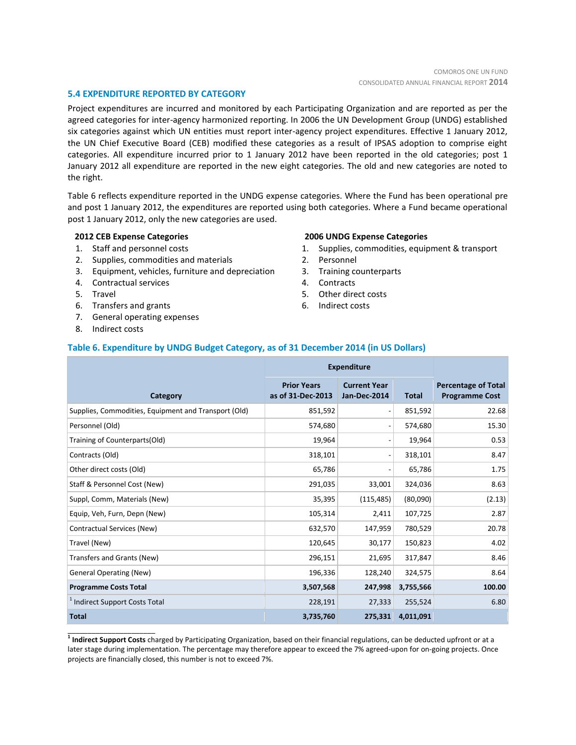## 5.4 EXPENDITURE REPORTED BY CATEGORY

Project expenditures are incurred and monitored by each Participating Organization and are reported as per the agreed categories for inter-agency harmonized reporting. In 2006 the UN Development Group (UNDG) established six categories against which UN entities must report inter-agency project expenditures. Effective 1 January 2012, the UN Chief Executive Board (CEB) modified these categories as a result of IPSAS adoption to comprise eight categories. All expenditure incurred prior to 1 January 2012 have been reported in the old categories; post 1 January 2012 all expenditure are reported in the new eight categories. The old and new categories are noted to the right.

Table 6 reflects expenditure reported in the UNDG expense categories. Where the Fund has been operational pre and post 1 January 2012, the expenditures are reported using both categories. Where a Fund became operational post 1 January 2012, only the new categories are used.

**2012 CEB Expense Categories**

1. Staff and personnel costs
2. Supplies, commodities and materials
3. Equipment, vehicles, furniture and depreciation
4. Contractual services
5. Travel
6. Transfers and grants
7. General operating expenses
8. Indirect costs

**2006 UNDG Expense Categories**

1. Supplies, commodities, equipment & transport
2. Personnel
3. Training counterparts
4. Contracts
5. Other direct costs
6. Indirect costs

### Table 6. Expenditure by UNDG Budget Category, as of 31 December 2014 (in US Dollars)

| Category | Expenditure | | | Percentage of Total Programme Cost |
|---|---|---|---|---|
| | Prior Years as of 31-Dec-2013 | Current Year Jan-Dec-2014 | Total | |
| Supplies, Commodities, Equipment and Transport (Old) | 851,592 | - | 851,592 | 22.68 |
| Personnel (Old) | 574,680 | - | 574,680 | 15.30 |
| Training of Counterparts(Old) | 19,964 | - | 19,964 | 0.53 |
| Contracts (Old) | 318,101 | - | 318,101 | 8.47 |
| Other direct costs (Old) | 65,786 | - | 65,786 | 1.75 |
| Staff & Personnel Cost (New) | 291,035 | 33,001 | 324,036 | 8.63 |
| Suppl, Comm, Materials (New) | 35,395 | (115,485) | (80,090) | (2.13) |
| Equip, Veh, Furn, Depn (New) | 105,314 | 2,411 | 107,725 | 2.87 |
| Contractual Services (New) | 632,570 | 147,959 | 780,529 | 20.78 |
| Travel (New) | 120,645 | 30,177 | 150,823 | 4.02 |
| Transfers and Grants (New) | 296,151 | 21,695 | 317,847 | 8.46 |
| General Operating (New) | 196,336 | 128,240 | 324,575 | 8.64 |
| **Programme Costs Total** | **3,507,568** | **247,998** | **3,755,566** | **100.00** |
| [1] Indirect Support Costs Total | 228,191 | 27,333 | 255,524 | 6.80 |
| **Total** | **3,735,760** | **275,331** | **4,011,091** | |

[1] **Indirect Support Costs** charged by Participating Organization, based on their financial regulations, can be deducted upfront or at a later stage during implementation. The percentage may therefore appear to exceed the 7% agreed-upon for on-going projects. Once projects are financially closed, this number is not to exceed 7%.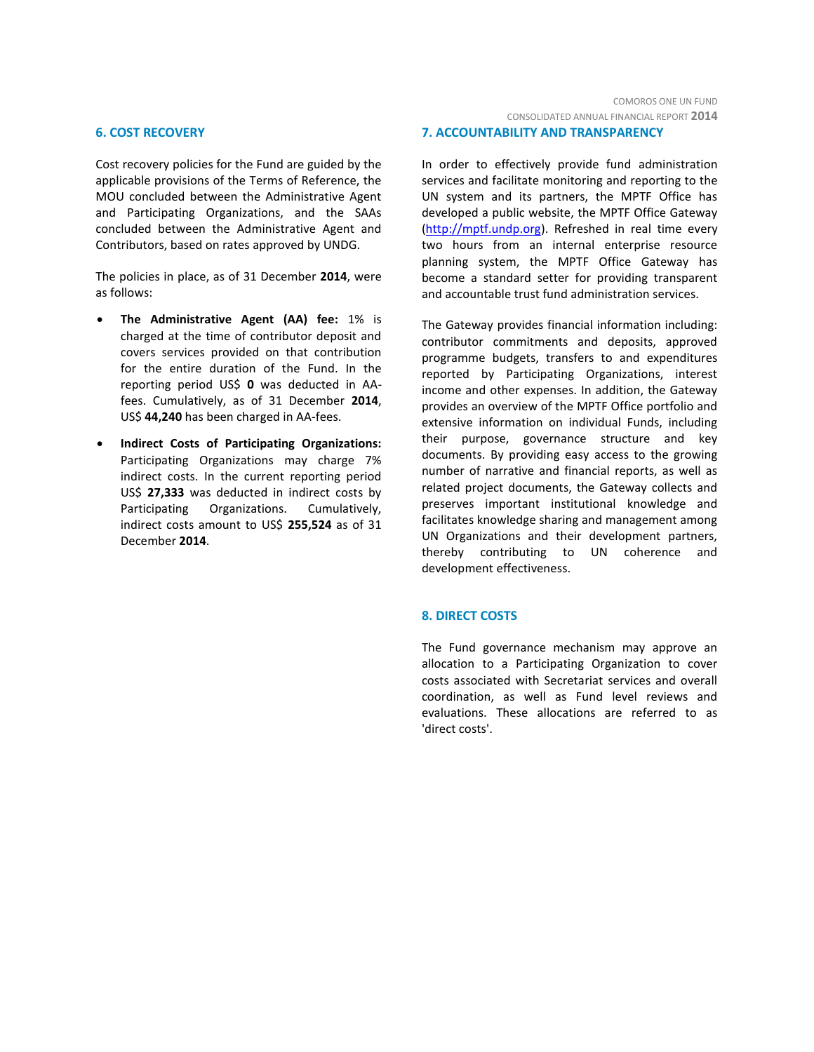## 6. COST RECOVERY

Cost recovery policies for the Fund are guided by the applicable provisions of the Terms of Reference, the MOU concluded between the Administrative Agent and Participating Organizations, and the SAAs concluded between the Administrative Agent and Contributors, based on rates approved by UNDG.

The policies in place, as of 31 December **2014**, were as follows:

- **The Administrative Agent (AA) fee:** 1% is charged at the time of contributor deposit and covers services provided on that contribution for the entire duration of the Fund. In the reporting period US$ **0** was deducted in AA-fees. Cumulatively, as of 31 December **2014**, US$ **44,240** has been charged in AA-fees.
- **Indirect Costs of Participating Organizations:** Participating Organizations may charge 7% indirect costs. In the current reporting period US$ **27,333** was deducted in indirect costs by Participating Organizations. Cumulatively, indirect costs amount to US$ **255,524** as of 31 December **2014**.

## 7. ACCOUNTABILITY AND TRANSPARENCY

In order to effectively provide fund administration services and facilitate monitoring and reporting to the UN system and its partners, the MPTF Office has developed a public website, the MPTF Office Gateway (http://mptf.undp.org). Refreshed in real time every two hours from an internal enterprise resource planning system, the MPTF Office Gateway has become a standard setter for providing transparent and accountable trust fund administration services.

The Gateway provides financial information including: contributor commitments and deposits, approved programme budgets, transfers to and expenditures reported by Participating Organizations, interest income and other expenses. In addition, the Gateway provides an overview of the MPTF Office portfolio and extensive information on individual Funds, including their purpose, governance structure and key documents. By providing easy access to the growing number of narrative and financial reports, as well as related project documents, the Gateway collects and preserves important institutional knowledge and facilitates knowledge sharing and management among UN Organizations and their development partners, thereby contributing to UN coherence and development effectiveness.

## 8. DIRECT COSTS

The Fund governance mechanism may approve an allocation to a Participating Organization to cover costs associated with Secretariat services and overall coordination, as well as Fund level reviews and evaluations. These allocations are referred to as 'direct costs'.